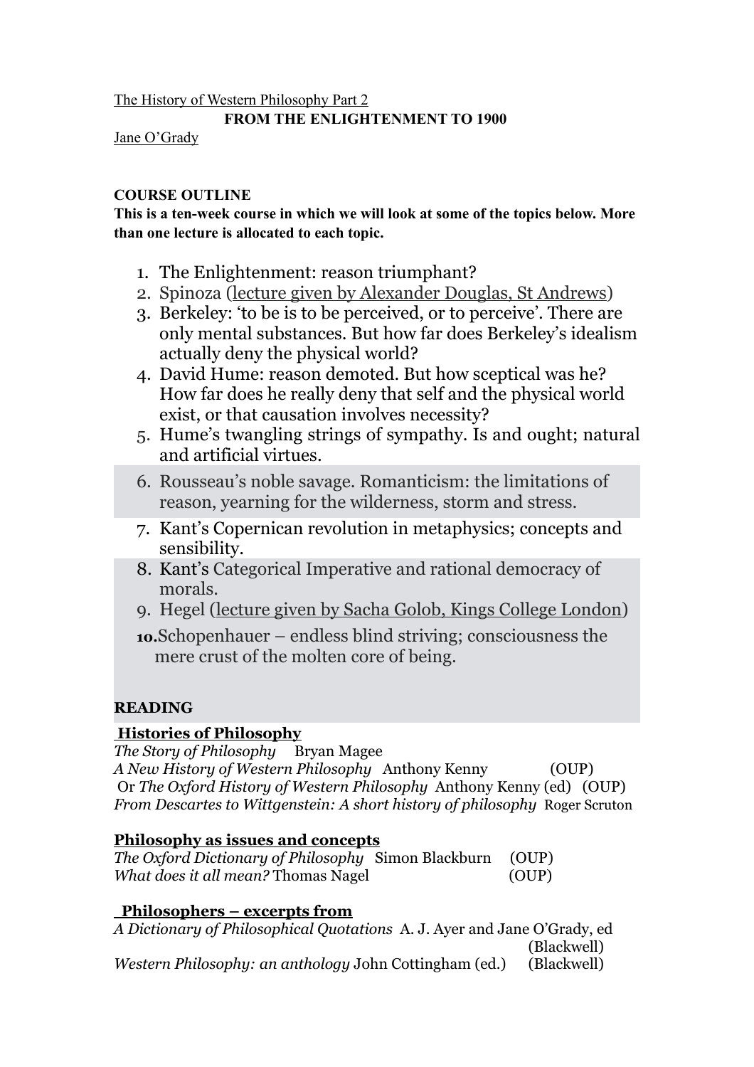The History of Western Philosophy Part 2

**FROM THE ENLIGHTENMENT TO 1900**

Jane O'Grady

**COURSE OUTLINE**

**This is a ten-week course in which we will look at some of the topics below. More than one lecture is allocated to each topic.**

1. The Enlightenment: reason triumphant?
2. Spinoza (lecture given by Alexander Douglas, St Andrews)
3. Berkeley: 'to be is to be perceived, or to perceive'. There are only mental substances. But how far does Berkeley's idealism actually deny the physical world?
4. David Hume: reason demoted. But how sceptical was he? How far does he really deny that self and the physical world exist, or that causation involves necessity?
5. Hume's twangling strings of sympathy. Is and ought; natural and artificial virtues.
6. Rousseau's noble savage. Romanticism: the limitations of reason, yearning for the wilderness, storm and stress.
7. Kant's Copernican revolution in metaphysics; concepts and sensibility.
8. Kant's Categorical Imperative and rational democracy of morals.
9. Hegel (lecture given by Sacha Golob, Kings College London)
10. Schopenhauer – endless blind striving; consciousness the mere crust of the molten core of being.

**READING**

**Histories of Philosophy**

*The Story of Philosophy* Bryan Magee
*A New History of Western Philosophy* Anthony Kenny (OUP)
Or *The Oxford History of Western Philosophy* Anthony Kenny (ed) (OUP)
*From Descartes to Wittgenstein: A short history of philosophy* Roger Scruton

**Philosophy as issues and concepts**

*The Oxford Dictionary of Philosophy* Simon Blackburn (OUP)
*What does it all mean?* Thomas Nagel (OUP)

**Philosophers – excerpts from**

*A Dictionary of Philosophical Quotations* A. J. Ayer and Jane O'Grady, ed (Blackwell)
*Western Philosophy: an anthology* John Cottingham (ed.) (Blackwell)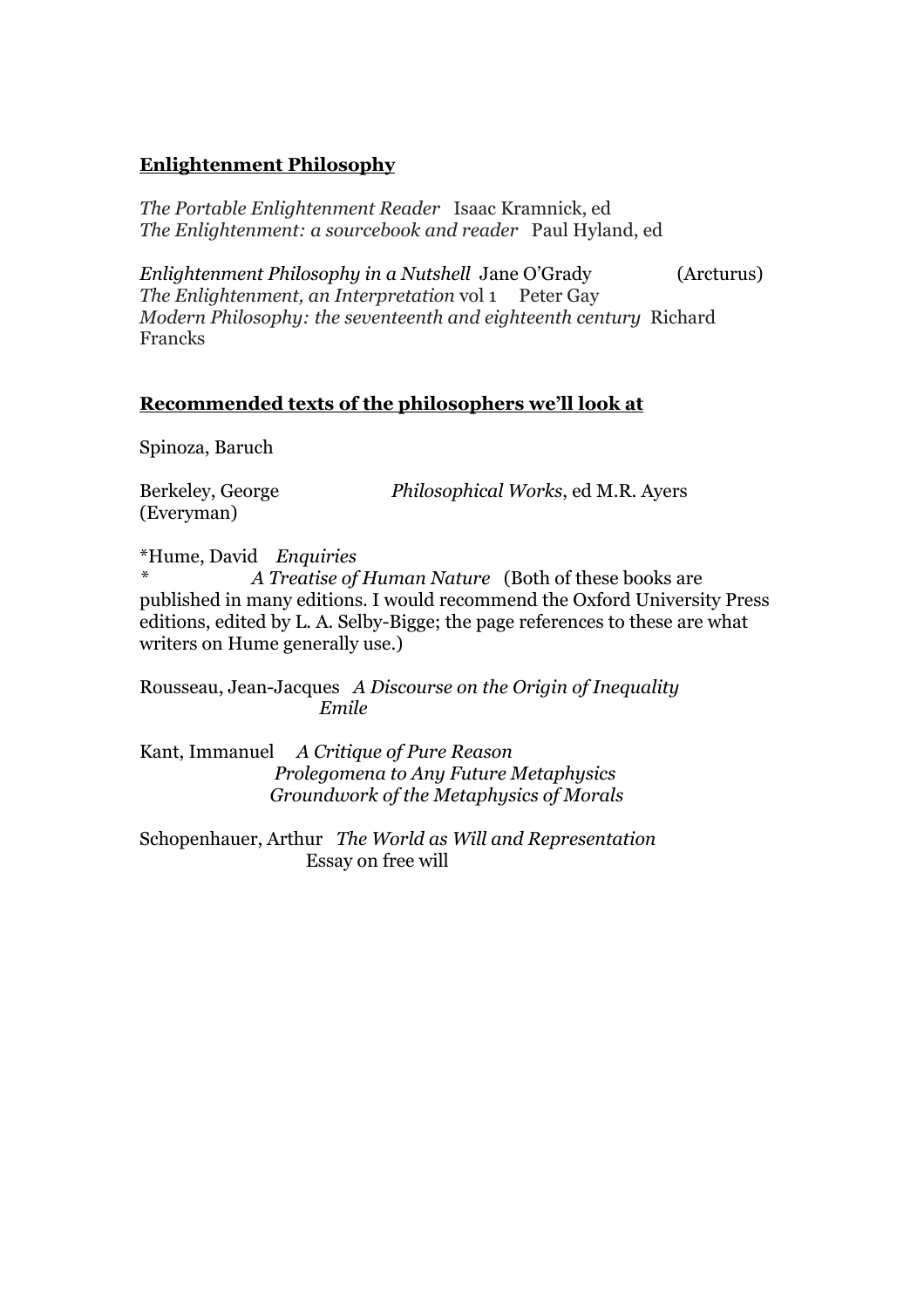**Enlightenment Philosophy**

*The Portable Enlightenment Reader* Isaac Kramnick, ed
*The Enlightenment: a sourcebook and reader* Paul Hyland, ed

*Enlightenment Philosophy in a Nutshell* Jane O'Grady (Arcturus)
*The Enlightenment, an Interpretation* vol 1 Peter Gay
*Modern Philosophy: the seventeenth and eighteenth century* Richard Francks

**Recommended texts of the philosophers we'll look at**

Spinoza, Baruch

Berkeley, George *Philosophical Works*, ed M.R. Ayers (Everyman)

*Hume, David *Enquiries*
* *A Treatise of Human Nature* (Both of these books are published in many editions. I would recommend the Oxford University Press editions, edited by L. A. Selby-Bigge; the page references to these are what writers on Hume generally use.)

Rousseau, Jean-Jacques *A Discourse on the Origin of Inequality*
*Emile*

Kant, Immanuel *A Critique of Pure Reason*
*Prolegomena to Any Future Metaphysics*
*Groundwork of the Metaphysics of Morals*

Schopenhauer, Arthur *The World as Will and Representation*
Essay on free will